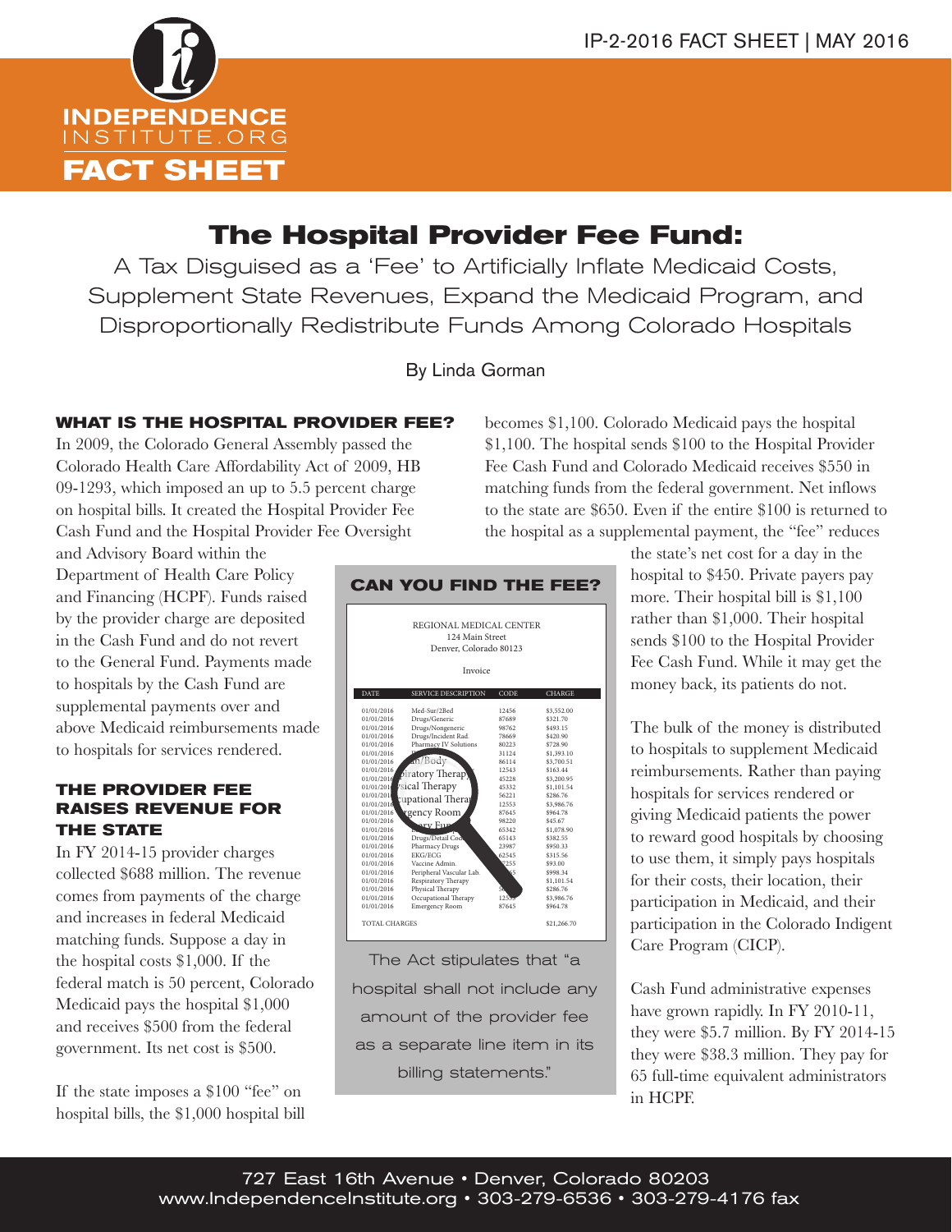IP-2-2016 FACT SHEET | MAY 2016

INDEPENDENCE INSTITUTE.ORG

FACT SHEET

# The Hospital Provider Fee Fund:

## A Tax Disguised as a 'Fee' to Artificially Inflate Medicaid Costs, Supplement State Revenues, Expand the Medicaid Program, and Disproportionally Redistribute Funds Among Colorado Hospitals

By Linda Gorman

### WHAT IS THE HOSPITAL PROVIDER FEE?

In 2009, the Colorado General Assembly passed the Colorado Health Care Affordability Act of 2009, HB 09-1293, which imposed an up to 5.5 percent charge on hospital bills. It created the Hospital Provider Fee Cash Fund and the Hospital Provider Fee Oversight and Advisory Board within the Department of Health Care Policy and Financing (HCPF). Funds raised by the provider charge are deposited in the Cash Fund and do not revert to the General Fund. Payments made to hospitals by the Cash Fund are supplemental payments over and above Medicaid reimbursements made to hospitals for services rendered.

### THE PROVIDER FEE RAISES REVENUE FOR THE STATE

In FY 2014-15 provider charges collected $688 million. The revenue comes from payments of the charge and increases in federal Medicaid matching funds. Suppose a day in the hospital costs $1,000. If the federal match is 50 percent, Colorado Medicaid pays the hospital $1,000 and receives $500 from the federal government. Its net cost is $500.

If the state imposes a $100 "fee" on hospital bills, the $1,000 hospital bill becomes $1,100. Colorado Medicaid pays the hospital $1,100. The hospital sends $100 to the Hospital Provider Fee Cash Fund and Colorado Medicaid receives $550 in matching funds from the federal government. Net inflows to the state are $650. Even if the entire $100 is returned to the hospital as a supplemental payment, the "fee" reduces the state's net cost for a day in the hospital to $450. Private payers pay more. Their hospital bill is $1,100 rather than $1,000. Their hospital sends $100 to the Hospital Provider Fee Cash Fund. While it may get the money back, its patients do not.

The bulk of the money is distributed to hospitals to supplement Medicaid reimbursements. Rather than paying hospitals for services rendered or giving Medicaid patients the power to reward good hospitals by choosing to use them, it simply pays hospitals for their costs, their location, their participation in Medicaid, and their participation in the Colorado Indigent Care Program (CICP).

Cash Fund administrative expenses have grown rapidly. In FY 2010-11, they were $5.7 million. By FY 2014-15 they were $38.3 million. They pay for 65 full-time equivalent administrators in HCPF.

### CAN YOU FIND THE FEE?

REGIONAL MEDICAL CENTER
124 Main Street
Denver, Colorado 80123

Invoice

| DATE | SERVICE DESCRIPTION | CODE | CHARGE |
|---|---|---|---|
| 01/01/2016 | Med-Sur/2Bed | 12456 | $3,552.00 |
| 01/01/2016 | Drugs/Generic | 87689 | $321.70 |
| 01/01/2016 | Drugs/Nongeneric | 98762 | $493.15 |
| 01/01/2016 | Drugs/Incident Rad. | 78669 | $420.90 |
| 01/01/2016 | Pharmacy IV Solutions | 80223 | $728.90 |
| 01/01/2016 | | 31124 | $1,393.10 |
| 01/01/2016 | ...n/Body | 86114 | $3,700.51 |
| 01/01/2016 | ...iratory Therapy | 12543 | $163.44 |
| 01/01/2016 | | 45228 | $3,200.95 |
| 01/01/2016 | ...sical Therapy | 45332 | $1,101.54 |
| 01/01/2016 | ...upational Therapy | 56221 | $286.76 |
| 01/01/2016 | | 12553 | $3,986.76 |
| 01/01/2016 | ...rgency Room | 87645 | $964.78 |
| 01/01/2016 | | 98220 | $45.67 |
| 01/01/2016 | | 65342 | $1,078.90 |
| 01/01/2016 | Drugs/Detail Code | 65143 | $382.55 |
| 01/01/2016 | Pharmacy Drugs | 23987 | $950.33 |
| 01/01/2016 | EKG/ECG | 62545 | $315.56 |
| 01/01/2016 | Vaccine Admin. | ...255 | $93.00 |
| 01/01/2016 | Peripheral Vascular Lab | ...65 | $998.34 |
| 01/01/2016 | Respiratory Therapy | | $1,101.54 |
| 01/01/2016 | Physical Therapy | 56... | $286.76 |
| 01/01/2016 | Occupational Therapy | 125... | $3,986.76 |
| 01/01/2016 | Emergency Room | 87645 | $964.78 |
| TOTAL CHARGES | | | $21,266.70 |

The Act stipulates that "a hospital shall not include any amount of the provider fee as a separate line item in its billing statements."

727 East 16th Avenue • Denver, Colorado 80203
www.IndependenceInstitute.org • 303-279-6536 • 303-279-4176 fax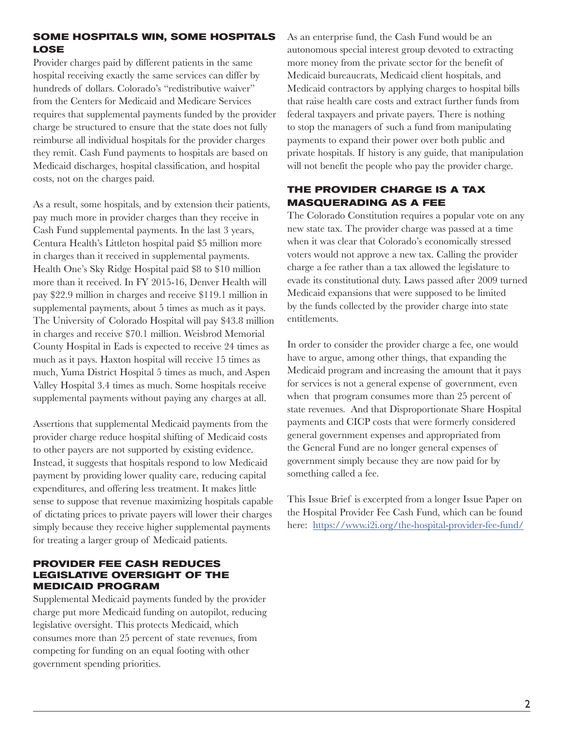## SOME HOSPITALS WIN, SOME HOSPITALS LOSE

Provider charges paid by different patients in the same hospital receiving exactly the same services can differ by hundreds of dollars. Colorado's "redistributive waiver" from the Centers for Medicaid and Medicare Services requires that supplemental payments funded by the provider charge be structured to ensure that the state does not fully reimburse all individual hospitals for the provider charges they remit. Cash Fund payments to hospitals are based on Medicaid discharges, hospital classification, and hospital costs, not on the charges paid.

As a result, some hospitals, and by extension their patients, pay much more in provider charges than they receive in Cash Fund supplemental payments. In the last 3 years, Centura Health's Littleton hospital paid $5 million more in charges than it received in supplemental payments. Health One's Sky Ridge Hospital paid $8 to $10 million more than it received. In FY 2015-16, Denver Health will pay $22.9 million in charges and receive $119.1 million in supplemental payments, about 5 times as much as it pays. The University of Colorado Hospital will pay $43.8 million in charges and receive $70.1 million. Weisbrod Memorial County Hospital in Eads is expected to receive 24 times as much as it pays. Haxton hospital will receive 15 times as much, Yuma District Hospital 5 times as much, and Aspen Valley Hospital 3.4 times as much. Some hospitals receive supplemental payments without paying any charges at all.

Assertions that supplemental Medicaid payments from the provider charge reduce hospital shifting of Medicaid costs to other payers are not supported by existing evidence. Instead, it suggests that hospitals respond to low Medicaid payment by providing lower quality care, reducing capital expenditures, and offering less treatment. It makes little sense to suppose that revenue maximizing hospitals capable of dictating prices to private payers will lower their charges simply because they receive higher supplemental payments for treating a larger group of Medicaid patients.

## PROVIDER FEE CASH REDUCES LEGISLATIVE OVERSIGHT OF THE MEDICAID PROGRAM

Supplemental Medicaid payments funded by the provider charge put more Medicaid funding on autopilot, reducing legislative oversight. This protects Medicaid, which consumes more than 25 percent of state revenues, from competing for funding on an equal footing with other government spending priorities.

As an enterprise fund, the Cash Fund would be an autonomous special interest group devoted to extracting more money from the private sector for the benefit of Medicaid bureaucrats, Medicaid client hospitals, and Medicaid contractors by applying charges to hospital bills that raise health care costs and extract further funds from federal taxpayers and private payers. There is nothing to stop the managers of such a fund from manipulating payments to expand their power over both public and private hospitals. If history is any guide, that manipulation will not benefit the people who pay the provider charge.

## THE PROVIDER CHARGE IS A TAX MASQUERADING AS A FEE

The Colorado Constitution requires a popular vote on any new state tax. The provider charge was passed at a time when it was clear that Colorado's economically stressed voters would not approve a new tax. Calling the provider charge a fee rather than a tax allowed the legislature to evade its constitutional duty. Laws passed after 2009 turned Medicaid expansions that were supposed to be limited by the funds collected by the provider charge into state entitlements.

In order to consider the provider charge a fee, one would have to argue, among other things, that expanding the Medicaid program and increasing the amount that it pays for services is not a general expense of government, even when that program consumes more than 25 percent of state revenues. And that Disproportionate Share Hospital payments and CICP costs that were formerly considered general government expenses and appropriated from the General Fund are no longer general expenses of government simply because they are now paid for by something called a fee.

This Issue Brief is excerpted from a longer Issue Paper on the Hospital Provider Fee Cash Fund, which can be found here: https://www.i2i.org/the-hospital-provider-fee-fund/